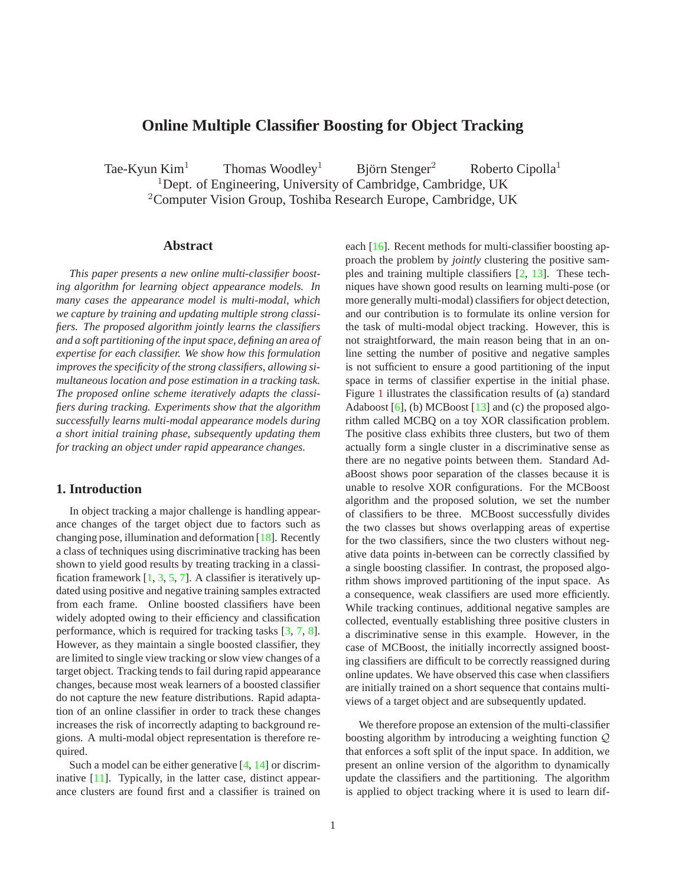# Online Multiple Classifier Boosting for Object Tracking

Tae-Kyun Kim[1] Thomas Woodley[1] Björn Stenger[2] Roberto Cipolla[1]

[1]Dept. of Engineering, University of Cambridge, Cambridge, UK

[2]Computer Vision Group, Toshiba Research Europe, Cambridge, UK

## Abstract

*This paper presents a new online multi-classifier boosting algorithm for learning object appearance models. In many cases the appearance model is multi-modal, which we capture by training and updating multiple strong classifiers. The proposed algorithm jointly learns the classifiers and a soft partitioning of the input space, defining an area of expertise for each classifier. We show how this formulation improves the specificity of the strong classifiers, allowing simultaneous location and pose estimation in a tracking task. The proposed online scheme iteratively adapts the classifiers during tracking. Experiments show that the algorithm successfully learns multi-modal appearance models during a short initial training phase, subsequently updating them for tracking an object under rapid appearance changes.*

## 1. Introduction

In object tracking a major challenge is handling appearance changes of the target object due to factors such as changing pose, illumination and deformation [18]. Recently a class of techniques using discriminative tracking has been shown to yield good results by treating tracking in a classification framework [1, 3, 5, 7]. A classifier is iteratively updated using positive and negative training samples extracted from each frame. Online boosted classifiers have been widely adopted owing to their efficiency and classification performance, which is required for tracking tasks [3, 7, 8]. However, as they maintain a single boosted classifier, they are limited to single view tracking or slow view changes of a target object. Tracking tends to fail during rapid appearance changes, because most weak learners of a boosted classifier do not capture the new feature distributions. Rapid adaptation of an online classifier in order to track these changes increases the risk of incorrectly adapting to background regions. A multi-modal object representation is therefore required.

Such a model can be either generative [4, 14] or discriminative [11]. Typically, in the latter case, distinct appearance clusters are found first and a classifier is trained on each [16]. Recent methods for multi-classifier boosting approach the problem by *jointly* clustering the positive samples and training multiple classifiers [2, 13]. These techniques have shown good results on learning multi-pose (or more generally multi-modal) classifiers for object detection, and our contribution is to formulate its online version for the task of multi-modal object tracking. However, this is not straightforward, the main reason being that in an online setting the number of positive and negative samples is not sufficient to ensure a good partitioning of the input space in terms of classifier expertise in the initial phase. Figure 1 illustrates the classification results of (a) standard Adaboost [6], (b) MCBoost [13] and (c) the proposed algorithm called MCBQ on a toy XOR classification problem. The positive class exhibits three clusters, but two of them actually form a single cluster in a discriminative sense as there are no negative points between them. Standard AdaBoost shows poor separation of the classes because it is unable to resolve XOR configurations. For the MCBoost algorithm and the proposed solution, we set the number of classifiers to be three. MCBoost successfully divides the two classes but shows overlapping areas of expertise for the two classifiers, since the two clusters without negative data points in-between can be correctly classified by a single boosting classifier. In contrast, the proposed algorithm shows improved partitioning of the input space. As a consequence, weak classifiers are used more efficiently. While tracking continues, additional negative samples are collected, eventually establishing three positive clusters in a discriminative sense in this example. However, in the case of MCBoost, the initially incorrectly assigned boosting classifiers are difficult to be correctly reassigned during online updates. We have observed this case when classifiers are initially trained on a short sequence that contains multi-views of a target object and are subsequently updated.

We therefore propose an extension of the multi-classifier boosting algorithm by introducing a weighting function $\mathcal{Q}$ that enforces a soft split of the input space. In addition, we present an online version of the algorithm to dynamically update the classifiers and the partitioning. The algorithm is applied to object tracking where it is used to learn dif-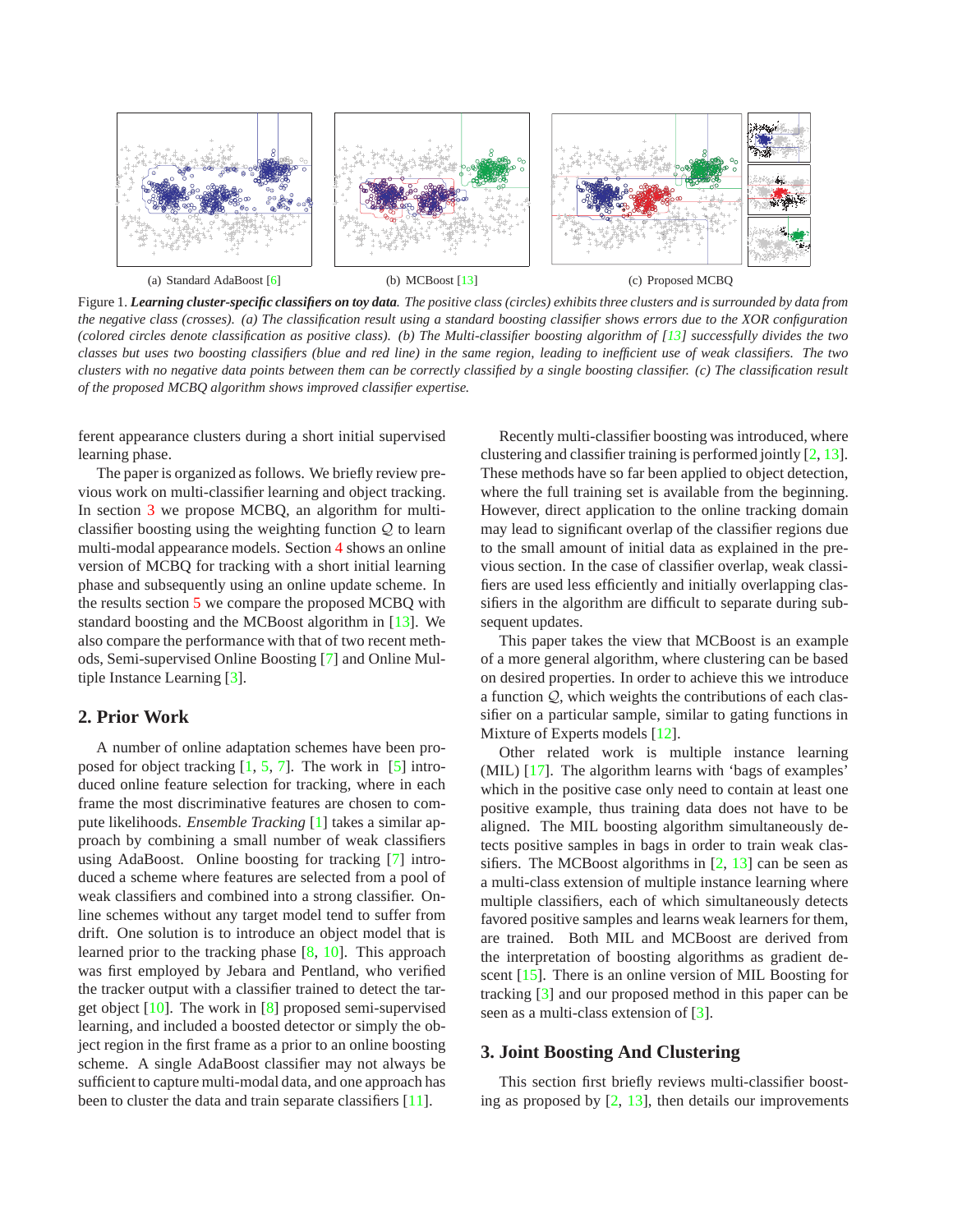(a) Standard AdaBoost [6]

(b) MCBoost [13]

(c) Proposed MCBQ

Figure 1. ***Learning cluster-specific classifiers on toy data**. The positive class (circles) exhibits three clusters and is surrounded by data from the negative class (crosses). (a) The classification result using a standard boosting classifier shows errors due to the XOR configuration (colored circles denote classification as positive class). (b) The Multi-classifier boosting algorithm of [13] successfully divides the two classes but uses two boosting classifiers (blue and red line) in the same region, leading to inefficient use of weak classifiers. The two clusters with no negative data points between them can be correctly classified by a single boosting classifier. (c) The classification result of the proposed MCBQ algorithm shows improved classifier expertise.*

ferent appearance clusters during a short initial supervised learning phase.

The paper is organized as follows. We briefly review previous work on multi-classifier learning and object tracking. In section 3 we propose MCBQ, an algorithm for multi-classifier boosting using the weighting function $\mathcal{Q}$ to learn multi-modal appearance models. Section 4 shows an online version of MCBQ for tracking with a short initial learning phase and subsequently using an online update scheme. In the results section 5 we compare the proposed MCBQ with standard boosting and the MCBoost algorithm in [13]. We also compare the performance with that of two recent methods, Semi-supervised Online Boosting [7] and Online Multiple Instance Learning [3].

## 2. Prior Work

A number of online adaptation schemes have been proposed for object tracking [1, 5, 7]. The work in [5] introduced online feature selection for tracking, where in each frame the most discriminative features are chosen to compute likelihoods. *Ensemble Tracking* [1] takes a similar approach by combining a small number of weak classifiers using AdaBoost. Online boosting for tracking [7] introduced a scheme where features are selected from a pool of weak classifiers and combined into a strong classifier. Online schemes without any target model tend to suffer from drift. One solution is to introduce an object model that is learned prior to the tracking phase [8, 10]. This approach was first employed by Jebara and Pentland, who verified the tracker output with a classifier trained to detect the target object [10]. The work in [8] proposed semi-supervised learning, and included a boosted detector or simply the object region in the first frame as a prior to an online boosting scheme. A single AdaBoost classifier may not always be sufficient to capture multi-modal data, and one approach has been to cluster the data and train separate classifiers [11].

Recently multi-classifier boosting was introduced, where clustering and classifier training is performed jointly [2, 13]. These methods have so far been applied to object detection, where the full training set is available from the beginning. However, direct application to the online tracking domain may lead to significant overlap of the classifier regions due to the small amount of initial data as explained in the previous section. In the case of classifier overlap, weak classifiers are used less efficiently and initially overlapping classifiers in the algorithm are difficult to separate during subsequent updates.

This paper takes the view that MCBoost is an example of a more general algorithm, where clustering can be based on desired properties. In order to achieve this we introduce a function $\mathcal{Q}$, which weights the contributions of each classifier on a particular sample, similar to gating functions in Mixture of Experts models [12].

Other related work is multiple instance learning (MIL) [17]. The algorithm learns with 'bags of examples' which in the positive case only need to contain at least one positive example, thus training data does not have to be aligned. The MIL boosting algorithm simultaneously detects positive samples in bags in order to train weak classifiers. The MCBoost algorithms in [2, 13] can be seen as a multi-class extension of multiple instance learning where multiple classifiers, each of which simultaneously detects favored positive samples and learns weak learners for them, are trained. Both MIL and MCBoost are derived from the interpretation of boosting algorithms as gradient descent [15]. There is an online version of MIL Boosting for tracking [3] and our proposed method in this paper can be seen as a multi-class extension of [3].

## 3. Joint Boosting And Clustering

This section first briefly reviews multi-classifier boosting as proposed by [2, 13], then details our improvements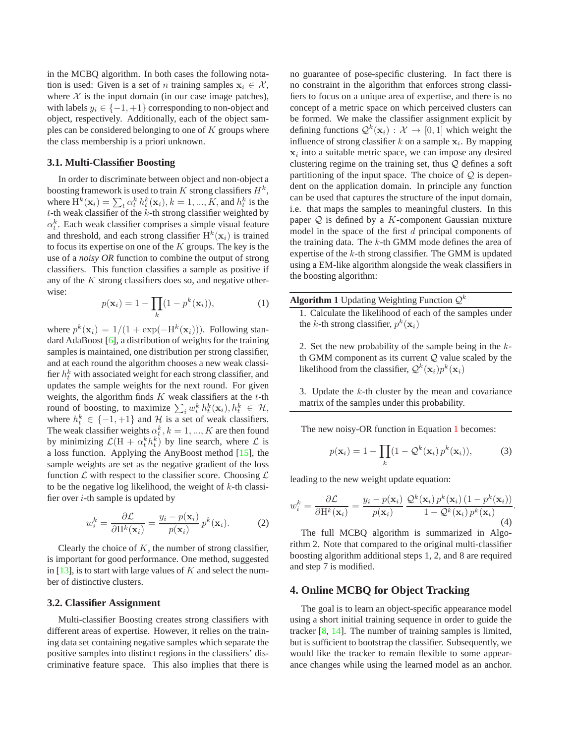in the MCBQ algorithm. In both cases the following notation is used: Given is a set of $n$ training samples $\mathbf{x}_i \in \mathcal{X}$, where $\mathcal{X}$ is the input domain (in our case image patches), with labels $y_i \in \{-1, +1\}$ corresponding to non-object and object, respectively. Additionally, each of the object samples can be considered belonging to one of $K$ groups where the class membership is a priori unknown.

### 3.1. Multi-Classifier Boosting

In order to discriminate between object and non-object a boosting framework is used to train $K$ strong classifiers $H^k$, where $\mathrm{H}^k(\mathbf{x}_i) = \sum_t \alpha_t^k \, h_t^k(\mathbf{x}_i), k = 1, ..., K$, and $h_t^k$ is the $t$-th weak classifier of the $k$-th strong classifier weighted by $\alpha_t^k$. Each weak classifier comprises a simple visual feature and threshold, and each strong classifier $\mathrm{H}^k(\mathbf{x}_i)$ is trained to focus its expertise on one of the $K$ groups. The key is the use of a *noisy OR* function to combine the output of strong classifiers. This function classifies a sample as positive if any of the $K$ strong classifiers does so, and negative otherwise:

$$p(\mathbf{x}_i) = 1 - \prod_k (1 - p^k(\mathbf{x}_i)), \tag{1}$$

where $p^k(\mathbf{x}_i) = 1/(1 + \exp(-\mathrm{H}^k(\mathbf{x}_i)))$. Following standard AdaBoost [6], a distribution of weights for the training samples is maintained, one distribution per strong classifier, and at each round the algorithm chooses a new weak classifier $h_t^k$ with associated weight for each strong classifier, and updates the sample weights for the next round. For given weights, the algorithm finds $K$ weak classifiers at the $t$-th round of boosting, to maximize $\sum_i w_i^k \, h_t^k(\mathbf{x}_i), h_t^k \in \mathcal{H}$, where $h_t^k \in \{-1, +1\}$ and $\mathcal{H}$ is a set of weak classifiers. The weak classifier weights $\alpha_t^k, k = 1, ..., K$ are then found by minimizing $\mathcal{L}(\mathrm{H} + \alpha_t^k h_t^k)$ by line search, where $\mathcal{L}$ is a loss function. Applying the AnyBoost method [15], the sample weights are set as the negative gradient of the loss function $\mathcal{L}$ with respect to the classifier score. Choosing $\mathcal{L}$ to be the negative log likelihood, the weight of $k$-th classifier over $i$-th sample is updated by

$$w_i^k = \frac{\partial \mathcal{L}}{\partial \mathrm{H}^k(\mathbf{x}_i)} = \frac{y_i - p(\mathbf{x}_i)}{p(\mathbf{x}_i)} \, p^k(\mathbf{x}_i). \tag{2}$$

Clearly the choice of $K$, the number of strong classifier, is important for good performance. One method, suggested in [13], is to start with large values of $K$ and select the number of distinctive clusters.

### 3.2. Classifier Assignment

Multi-classifier Boosting creates strong classifiers with different areas of expertise. However, it relies on the training data set containing negative samples which separate the positive samples into distinct regions in the classifiers' discriminative feature space. This also implies that there is no guarantee of pose-specific clustering. In fact there is no constraint in the algorithm that enforces strong classifiers to focus on a unique area of expertise, and there is no concept of a metric space on which perceived clusters can be formed. We make the classifier assignment explicit by defining functions $\mathcal{Q}^k(\mathbf{x}_i) : \mathcal{X} \to [0, 1]$ which weight the influence of strong classifier $k$ on a sample $\mathbf{x}_i$. By mapping $\mathbf{x}_i$ into a suitable metric space, we can impose any desired clustering regime on the training set, thus $\mathcal{Q}$ defines a soft partitioning of the input space. The choice of $\mathcal{Q}$ is dependent on the application domain. In principle any function can be used that captures the structure of the input domain, i.e. that maps the samples to meaningful clusters. In this paper $\mathcal{Q}$ is defined by a $K$-component Gaussian mixture model in the space of the first $d$ principal components of the training data. The $k$-th GMM mode defines the area of expertise of the $k$-th strong classifier. The GMM is updated using a EM-like algorithm alongside the weak classifiers in the boosting algorithm:

**Algorithm 1** Updating Weighting Function $\mathcal{Q}^k$

1. Calculate the likelihood of each of the samples under the $k$-th strong classifier, $p^k(\mathbf{x}_i)$

2. Set the new probability of the sample being in the $k$-th GMM component as its current $\mathcal{Q}$ value scaled by the likelihood from the classifier, $\mathcal{Q}^k(\mathbf{x}_i)p^k(\mathbf{x}_i)$

3. Update the $k$-th cluster by the mean and covariance matrix of the samples under this probability.

The new noisy-OR function in Equation 1 becomes:

$$p(\mathbf{x}_i) = 1 - \prod_k (1 - \mathcal{Q}^k(\mathbf{x}_i) \, p^k(\mathbf{x}_i)), \tag{3}$$

leading to the new weight update equation:

$$w_i^k = \frac{\partial \mathcal{L}}{\partial \mathrm{H}^k(\mathbf{x}_i)} = \frac{y_i - p(\mathbf{x}_i)}{p(\mathbf{x}_i)} \, \frac{\mathcal{Q}^k(\mathbf{x}_i) \, p^k(\mathbf{x}_i) \, (1 - p^k(\mathbf{x}_i))}{1 - \mathcal{Q}^k(\mathbf{x}_i) \, p^k(\mathbf{x}_i)}. \tag{4}$$

The full MCBQ algorithm is summarized in Algorithm 2. Note that compared to the original multi-classifier boosting algorithm additional steps 1, 2, and 8 are required and step 7 is modified.

## 4. Online MCBQ for Object Tracking

The goal is to learn an object-specific appearance model using a short initial training sequence in order to guide the tracker [8, 14]. The number of training samples is limited, but is sufficient to bootstrap the classifier. Subsequently, we would like the tracker to remain flexible to some appearance changes while using the learned model as an anchor.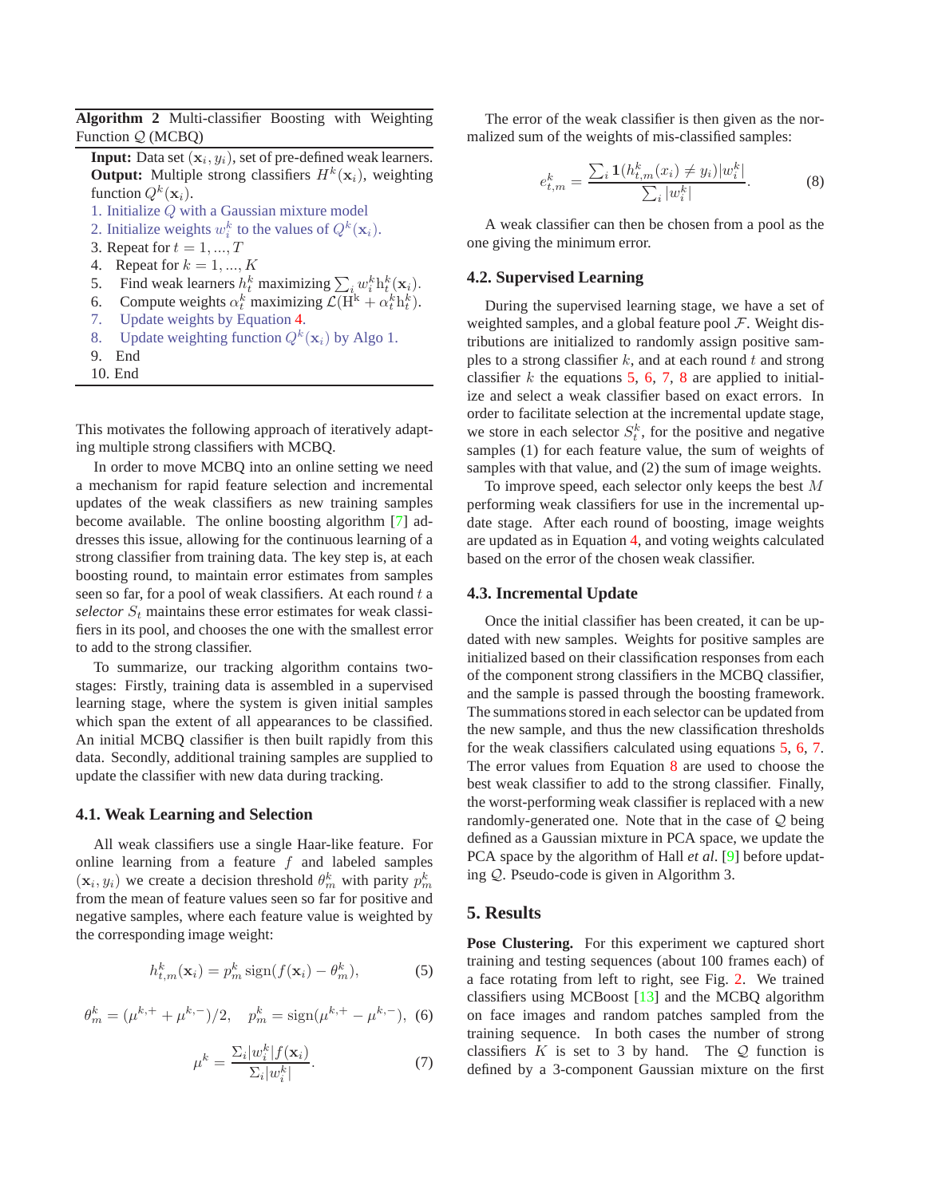**Algorithm 2** Multi-classifier Boosting with Weighting Function $\mathcal{Q}$ (MCBQ)

**Input:** Data set $(\mathbf{x}_i, y_i)$, set of pre-defined weak learners.
**Output:** Multiple strong classifiers $H^k(\mathbf{x}_i)$, weighting function $Q^k(\mathbf{x}_i)$.

1. Initialize $Q$ with a Gaussian mixture model
2. Initialize weights $w_i^k$ to the values of $Q^k(\mathbf{x}_i)$.
3. Repeat for $t = 1, ..., T$
4. Repeat for $k = 1, ..., K$
5. Find weak learners $h_t^k$ maximizing $\sum_i w_i^k \mathrm{h}_t^k(\mathbf{x}_i)$.
6. Compute weights $\alpha_t^k$ maximizing $\mathcal{L}(\mathrm{H^k} + \alpha_t^k \mathrm{h}_t^k)$.
7. Update weights by Equation 4.
8. Update weighting function $Q^k(\mathbf{x}_i)$ by Algo 1.
9. End
10. End

This motivates the following approach of iteratively adapting multiple strong classifiers with MCBQ.

In order to move MCBQ into an online setting we need a mechanism for rapid feature selection and incremental updates of the weak classifiers as new training samples become available. The online boosting algorithm [7] addresses this issue, allowing for the continuous learning of a strong classifier from training data. The key step is, at each boosting round, to maintain error estimates from samples seen so far, for a pool of weak classifiers. At each round $t$ a *selector* $S_t$ maintains these error estimates for weak classifiers in its pool, and chooses the one with the smallest error to add to the strong classifier.

To summarize, our tracking algorithm contains two-stages: Firstly, training data is assembled in a supervised learning stage, where the system is given initial samples which span the extent of all appearances to be classified. An initial MCBQ classifier is then built rapidly from this data. Secondly, additional training samples are supplied to update the classifier with new data during tracking.

### 4.1. Weak Learning and Selection

All weak classifiers use a single Haar-like feature. For online learning from a feature $f$ and labeled samples $(\mathbf{x}_i, y_i)$ we create a decision threshold $\theta_m^k$ with parity $p_m^k$ from the mean of feature values seen so far for positive and negative samples, where each feature value is weighted by the corresponding image weight:

$$h_{t,m}^k(\mathbf{x}_i) = p_m^k \operatorname{sign}(f(\mathbf{x}_i) - \theta_m^k), \tag{5}$$

$$\theta_m^k = (\mu^{k,+} + \mu^{k,-})/2, \quad p_m^k = \operatorname{sign}(\mu^{k,+} - \mu^{k,-}), \tag{6}$$

$$\mu^k = \frac{\Sigma_i |w_i^k| f(\mathbf{x}_i)}{\Sigma_i |w_i^k|}. \tag{7}$$

The error of the weak classifier is then given as the normalized sum of the weights of mis-classified samples:

$$e_{t,m}^k = \frac{\sum_i \mathbf{1}(h_{t,m}^k(x_i) \neq y_i) |w_i^k|}{\sum_i |w_i^k|}. \tag{8}$$

A weak classifier can then be chosen from a pool as the one giving the minimum error.

### 4.2. Supervised Learning

During the supervised learning stage, we have a set of weighted samples, and a global feature pool $\mathcal{F}$. Weight distributions are initialized to randomly assign positive samples to strong classifier $k$, and at each round $t$ and strong classifier $k$ the equations 5, 6, 7, 8 are applied to initialize and select a weak classifier based on exact errors. In order to facilitate selection at the incremental update stage, we store in each selector $S_t^k$, for the positive and negative samples (1) for each feature value, the sum of weights of samples with that value, and (2) the sum of image weights.

To improve speed, each selector only keeps the best $M$ performing weak classifiers for use in the incremental update stage. After each round of boosting, image weights are updated as in Equation 4, and voting weights calculated based on the error of the chosen weak classifier.

### 4.3. Incremental Update

Once the initial classifier has been created, it can be updated with new samples. Weights for positive samples are initialized based on their classification responses from each of the component strong classifiers in the MCBQ classifier, and the sample is passed through the boosting framework. The summations stored in each selector can be updated from the new sample, and thus the new classification thresholds for the weak classifiers calculated using equations 5, 6, 7. The error values from Equation 8 are used to choose the best weak classifier to add to the strong classifier. Finally, the worst-performing weak classifier is replaced with a new randomly-generated one. Note that in the case of $\mathcal{Q}$ being defined as a Gaussian mixture in PCA space, we update the PCA space by the algorithm of Hall *et al.* [9] before updating $\mathcal{Q}$. Pseudo-code is given in Algorithm 3.

## 5. Results

**Pose Clustering.** For this experiment we captured short training and testing sequences (about 100 frames each) of a face rotating from left to right, see Fig. 2. We trained classifiers using MCBoost [13] and the MCBQ algorithm on face images and random patches sampled from the training sequence. In both cases the number of strong classifiers $K$ is set to 3 by hand. The $\mathcal{Q}$ function is defined by a 3-component Gaussian mixture on the first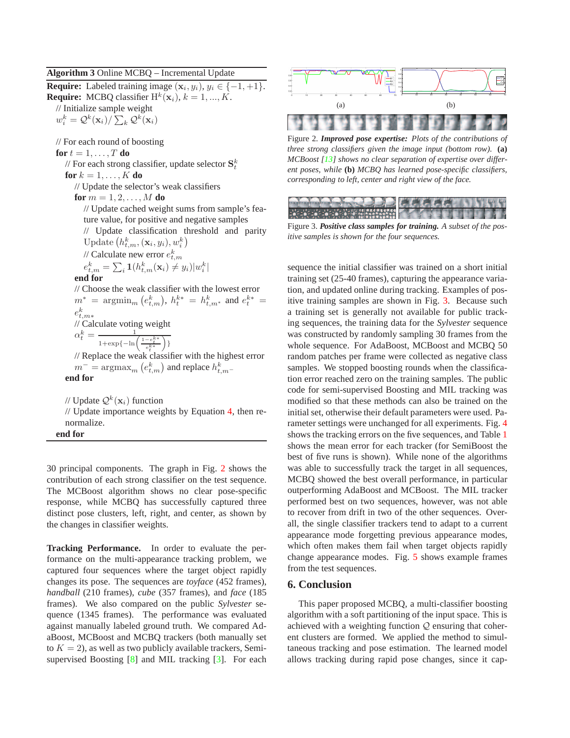**Algorithm 3** Online MCBQ – Incremental Update

**Require:** Labeled training image $(\mathbf{x}_i, y_i)$, $y_i \in \{-1, +1\}$.
**Require:** MCBQ classifier $\mathrm{H}^k(\mathbf{x}_i)$, $k = 1, ..., K$.

// Initialize sample weight
$w_i^k = \mathcal{Q}^k(\mathbf{x}_i) / \sum_k \mathcal{Q}^k(\mathbf{x}_i)$

// For each round of boosting
**for** $t = 1, \ldots, T$ **do**
  // For each strong classifier, update selector $\mathbf{S}_t^k$
  **for** $k = 1, \ldots, K$ **do**
    // Update the selector's weak classifiers
    **for** $m = 1, 2, \ldots, M$ **do**
      // Update cached weight sums from sample's feature value, for positive and negative samples
      // Update classification threshold and parity
      $\mathrm{Update}\left(h_{t,m}^k, (\mathbf{x}_i, y_i), w_i^k\right)$
      // Calculate new error $e_{t,m}^k$
      $e_{t,m}^k = \sum_i \mathbf{1}(h_{t,m}^k(\mathbf{x}_i) \neq y_i)|w_i^k|$
    **end for**
    // Choose the weak classifier with the lowest error
    $m^* = \mathrm{argmin}_m \left(e_{t,m}^k\right)$, $h_t^{k*} = h_{t,m^*}^k$ and $e_t^{k*} = e_{t,m*}^k$
    // Calculate voting weight
    $\alpha_t^k = \frac{1}{1+\exp\{-\ln\left(\frac{1-e_t^{k*}}{e_t^{k*}}\right)\}}$
    // Replace the weak classifier with the highest error
    $m^- = \mathrm{argmax}_m \left(e_{t,m}^k\right)$ and replace $h_{t,m^-}^k$
  **end for**

  // Update $\mathcal{Q}^k(\mathbf{x}_i)$ function
  // Update importance weights by Equation 4, then renormalize.
**end for**

30 principal components. The graph in Fig. 2 shows the contribution of each strong classifier on the test sequence. The MCBoost algorithm shows no clear pose-specific response, while MCBQ has successfully captured three distinct pose clusters, left, right, and center, as shown by the changes in classifier weights.

**Tracking Performance.** In order to evaluate the performance on the multi-appearance tracking problem, we captured four sequences where the target object rapidly changes its pose. The sequences are *toyface* (452 frames), *handball* (210 frames), *cube* (357 frames), and *face* (185 frames). We also compared on the public *Sylvester* sequence (1345 frames). The performance was evaluated against manually labeled ground truth. We compared AdaBoost, MCBoost and MCBQ trackers (both manually set to $K = 2$), as well as two publicly available trackers, Semi-supervised Boosting [8] and MIL tracking [3]. For each

(a)

(b)

Figure 2. ***Improved pose expertise:*** *Plots of the contributions of three strong classifiers given the image input (bottom row).* **(a)** *MCBoost [13] shows no clear separation of expertise over different poses, while* **(b)** *MCBQ has learned pose-specific classifiers, corresponding to left, center and right view of the face.*

Figure 3. ***Positive class samples for training.*** *A subset of the positive samples is shown for the four sequences.*

sequence the initial classifier was trained on a short initial training set (25-40 frames), capturing the appearance variation, and updated online during tracking. Examples of positive training samples are shown in Fig. 3. Because such a training set is generally not available for public tracking sequences, the training data for the *Sylvester* sequence was constructed by randomly sampling 30 frames from the whole sequence. For AdaBoost, MCBoost and MCBQ 50 random patches per frame were collected as negative class samples. We stopped boosting rounds when the classification error reached zero on the training samples. The public code for semi-supervised Boosting and MIL tracking was modified so that these methods can also be trained on the initial set, otherwise their default parameters were used. Parameter settings were unchanged for all experiments. Fig. 4 shows the tracking errors on the five sequences, and Table 1 shows the mean error for each tracker (for SemiBoost the best of five runs is shown). While none of the algorithms was able to successfully track the target in all sequences, MCBQ showed the best overall performance, in particular outperforming AdaBoost and MCBoost. The MIL tracker performed best on two sequences, however, was not able to recover from drift in two of the other sequences. Overall, the single classifier trackers tend to adapt to a current appearance mode forgetting previous appearance modes, which often makes them fail when target objects rapidly change appearance modes. Fig. 5 shows example frames from the test sequences.

## 6. Conclusion

This paper proposed MCBQ, a multi-classifier boosting algorithm with a soft partitioning of the input space. This is achieved with a weighting function $\mathcal{Q}$ ensuring that coherent clusters are formed. We applied the method to simultaneous tracking and pose estimation. The learned model allows tracking during rapid pose changes, since it cap-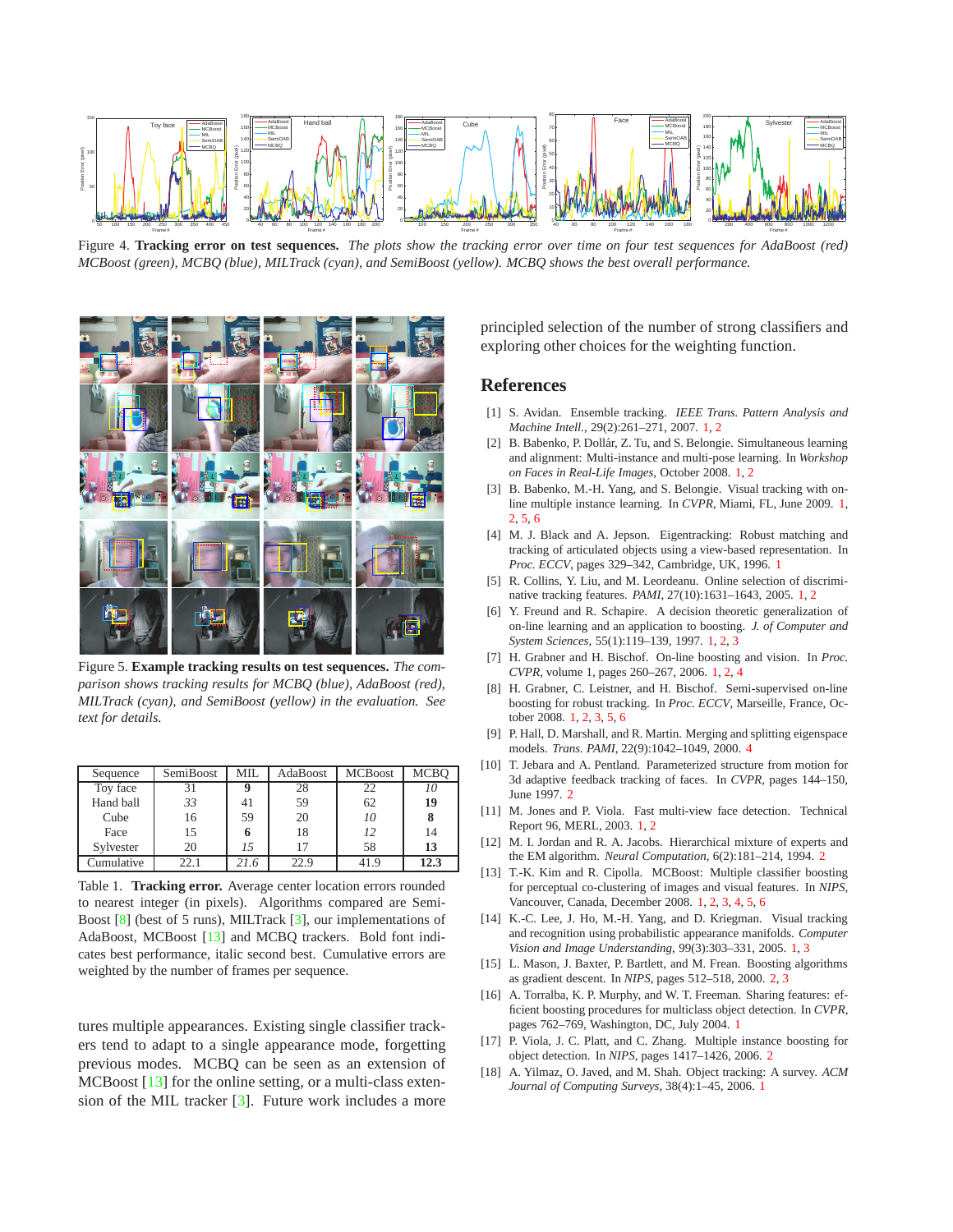Toy face

Hand ball

Cube

Face

Sylvester

AdaBoost
MCBoost
MIL
SemiOAB
MCBQ

Position Error (pixel)

Frame #

Figure 4. **Tracking error on test sequences.** *The plots show the tracking error over time on four test sequences for AdaBoost (red) MCBoost (green), MCBQ (blue), MILTrack (cyan), and SemiBoost (yellow). MCBQ shows the best overall performance.*

Figure 5. **Example tracking results on test sequences.** *The comparison shows tracking results for MCBQ (blue), AdaBoost (red), MILTrack (cyan), and SemiBoost (yellow) in the evaluation. See text for details.*

| Sequence | SemiBoost | MIL | AdaBoost | MCBoost | MCBQ |
|---|---|---|---|---|---|
| Toy face | 31 | **9** | 28 | 22 | *10* |
| Hand ball | *33* | 41 | 59 | 62 | **19** |
| Cube | 16 | 59 | 20 | *10* | **8** |
| Face | 15 | **6** | 18 | *12* | 14 |
| Sylvester | 20 | *15* | 17 | 58 | **13** |
| Cumulative | 22.1 | *21.6* | 22.9 | 41.9 | **12.3** |

Table 1. **Tracking error.** Average center location errors rounded to nearest integer (in pixels). Algorithms compared are Semi-Boost [8] (best of 5 runs), MILTrack [3], our implementations of AdaBoost, MCBoost [13] and MCBQ trackers. Bold font indicates best performance, italic second best. Cumulative errors are weighted by the number of frames per sequence.

tures multiple appearances. Existing single classifier trackers tend to adapt to a single appearance mode, forgetting previous modes. MCBQ can be seen as an extension of MCBoost [13] for the online setting, or a multi-class extension of the MIL tracker [3]. Future work includes a more principled selection of the number of strong classifiers and exploring other choices for the weighting function.

## References

[1] S. Avidan. Ensemble tracking. *IEEE Trans. Pattern Analysis and Machine Intell.*, 29(2):261–271, 2007. 1, 2

[2] B. Babenko, P. Dollár, Z. Tu, and S. Belongie. Simultaneous learning and alignment: Multi-instance and multi-pose learning. In *Workshop on Faces in Real-Life Images*, October 2008. 1, 2

[3] B. Babenko, M.-H. Yang, and S. Belongie. Visual tracking with online multiple instance learning. In *CVPR*, Miami, FL, June 2009. 1, 2, 5, 6

[4] M. J. Black and A. Jepson. Eigentracking: Robust matching and tracking of articulated objects using a view-based representation. In *Proc. ECCV*, pages 329–342, Cambridge, UK, 1996. 1

[5] R. Collins, Y. Liu, and M. Leordeanu. Online selection of discriminative tracking features. *PAMI*, 27(10):1631–1643, 2005. 1, 2

[6] Y. Freund and R. Schapire. A decision theoretic generalization of on-line learning and an application to boosting. *J. of Computer and System Sciences*, 55(1):119–139, 1997. 1, 2, 3

[7] H. Grabner and H. Bischof. On-line boosting and vision. In *Proc. CVPR*, volume 1, pages 260–267, 2006. 1, 2, 4

[8] H. Grabner, C. Leistner, and H. Bischof. Semi-supervised on-line boosting for robust tracking. In *Proc. ECCV*, Marseille, France, October 2008. 1, 2, 3, 5, 6

[9] P. Hall, D. Marshall, and R. Martin. Merging and splitting eigenspace models. *Trans. PAMI*, 22(9):1042–1049, 2000. 4

[10] T. Jebara and A. Pentland. Parameterized structure from motion for 3d adaptive feedback tracking of faces. In *CVPR*, pages 144–150, June 1997. 2

[11] M. Jones and P. Viola. Fast multi-view face detection. Technical Report 96, MERL, 2003. 1, 2

[12] M. I. Jordan and R. A. Jacobs. Hierarchical mixture of experts and the EM algorithm. *Neural Computation*, 6(2):181–214, 1994. 2

[13] T.-K. Kim and R. Cipolla. MCBoost: Multiple classifier boosting for perceptual co-clustering of images and visual features. In *NIPS*, Vancouver, Canada, December 2008. 1, 2, 3, 4, 5, 6

[14] K.-C. Lee, J. Ho, M.-H. Yang, and D. Kriegman. Visual tracking and recognition using probabilistic appearance manifolds. *Computer Vision and Image Understanding*, 99(3):303–331, 2005. 1, 3

[15] L. Mason, J. Baxter, P. Bartlett, and M. Frean. Boosting algorithms as gradient descent. In *NIPS*, pages 512–518, 2000. 2, 3

[16] A. Torralba, K. P. Murphy, and W. T. Freeman. Sharing features: efficient boosting procedures for multiclass object detection. In *CVPR*, pages 762–769, Washington, DC, July 2004. 1

[17] P. Viola, J. C. Platt, and C. Zhang. Multiple instance boosting for object detection. In *NIPS*, pages 1417–1426, 2006. 2

[18] A. Yilmaz, O. Javed, and M. Shah. Object tracking: A survey. *ACM Journal of Computing Surveys*, 38(4):1–45, 2006. 1